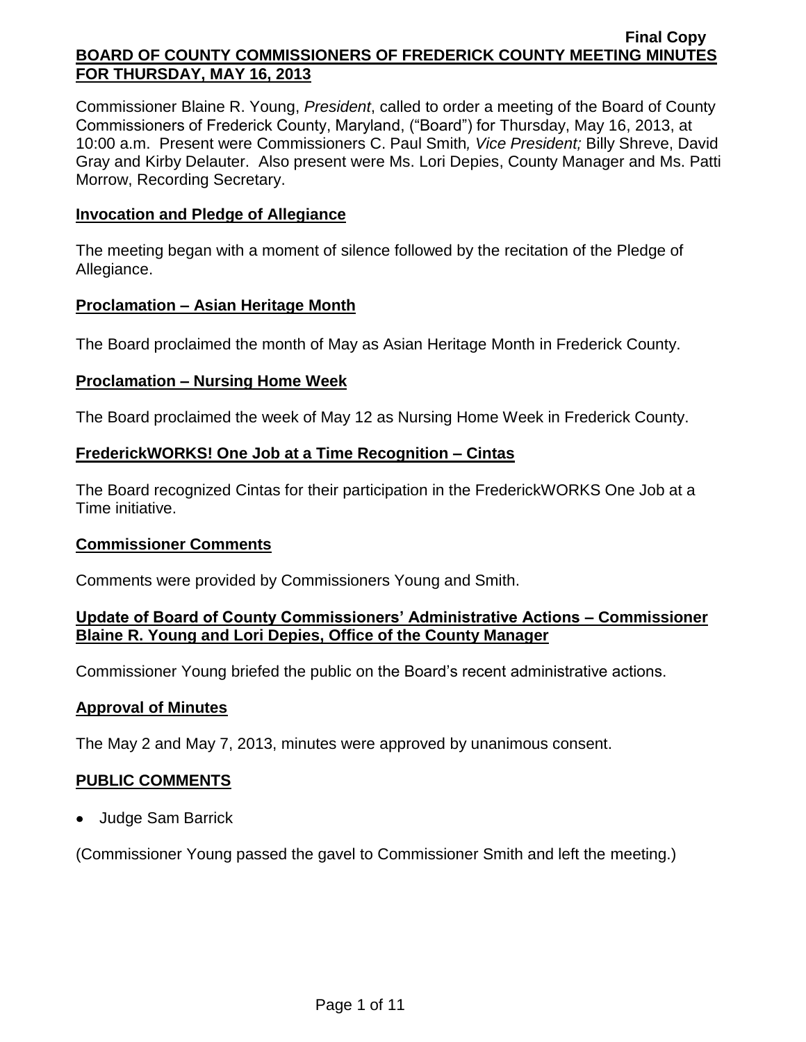Final Copy

# BOARD OF COUNTY COMMISSIONERS OF FREDERICK COUNTY MEETING MINUTES FOR THURSDAY, MAY 16, 2013

Commissioner Blaine R. Young, *President*, called to order a meeting of the Board of County Commissioners of Frederick County, Maryland, ("Board") for Thursday, May 16, 2013, at 10:00 a.m. Present were Commissioners C. Paul Smith*, Vice President;* Billy Shreve, David Gray and Kirby Delauter. Also present were Ms. Lori Depies, County Manager and Ms. Patti Morrow, Recording Secretary.

## Invocation and Pledge of Allegiance

The meeting began with a moment of silence followed by the recitation of the Pledge of Allegiance.

## Proclamation – Asian Heritage Month

The Board proclaimed the month of May as Asian Heritage Month in Frederick County.

## Proclamation – Nursing Home Week

The Board proclaimed the week of May 12 as Nursing Home Week in Frederick County.

## FrederickWORKS! One Job at a Time Recognition – Cintas

The Board recognized Cintas for their participation in the FrederickWORKS One Job at a Time initiative.

## Commissioner Comments

Comments were provided by Commissioners Young and Smith.

## Update of Board of County Commissioners' Administrative Actions – Commissioner Blaine R. Young and Lori Depies, Office of the County Manager

Commissioner Young briefed the public on the Board's recent administrative actions.

## Approval of Minutes

The May 2 and May 7, 2013, minutes were approved by unanimous consent.

## PUBLIC COMMENTS

- Judge Sam Barrick

(Commissioner Young passed the gavel to Commissioner Smith and left the meeting.)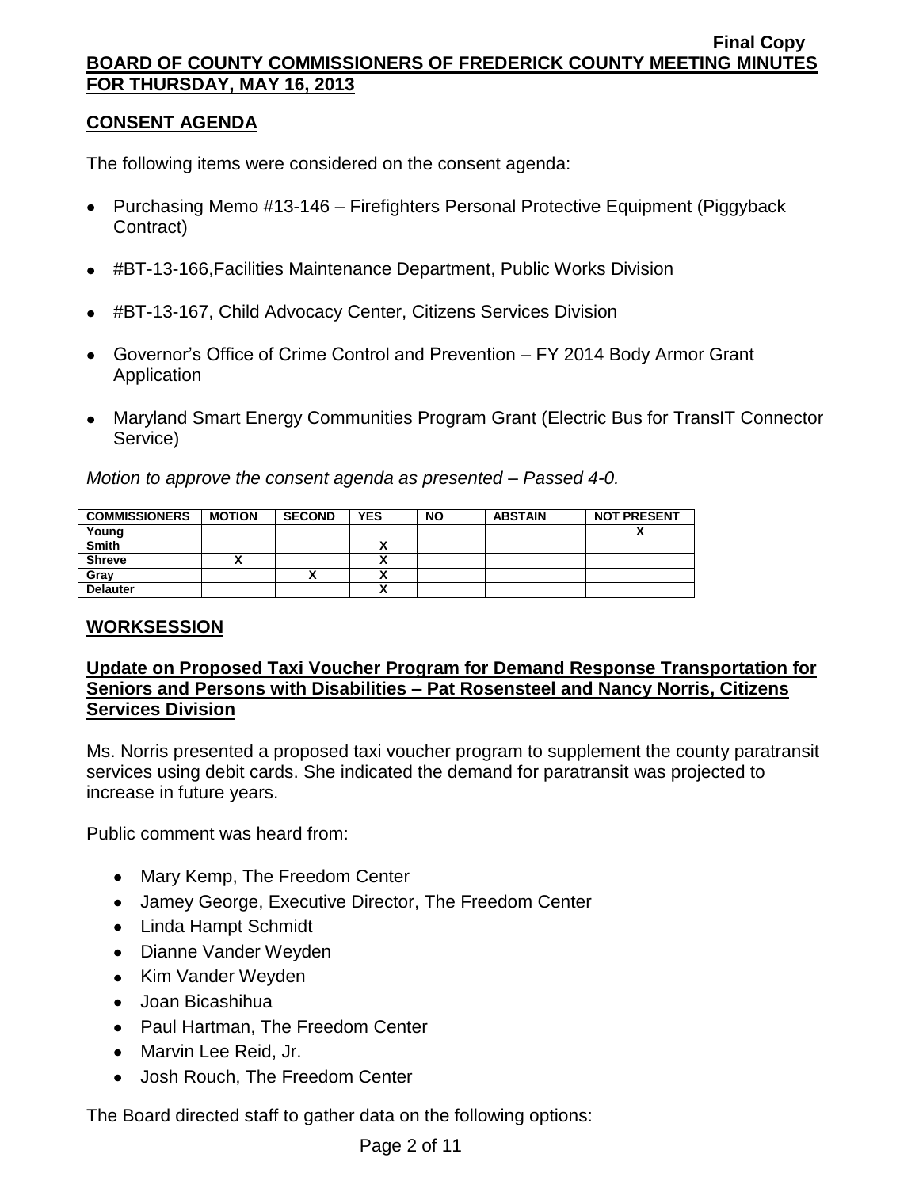## CONSENT AGENDA

The following items were considered on the consent agenda:

- Purchasing Memo #13-146 – Firefighters Personal Protective Equipment (Piggyback Contract)
- #BT-13-166,Facilities Maintenance Department, Public Works Division
- #BT-13-167, Child Advocacy Center, Citizens Services Division
- Governor's Office of Crime Control and Prevention – FY 2014 Body Armor Grant Application
- Maryland Smart Energy Communities Program Grant (Electric Bus for TransIT Connector Service)

*Motion to approve the consent agenda as presented – Passed 4-0.*

| COMMISSIONERS | MOTION | SECOND | YES | NO | ABSTAIN | NOT PRESENT |
|---|---|---|---|---|---|---|
| Young | | | | | | X |
| Smith | | | X | | | |
| Shreve | X | | X | | | |
| Gray | | X | X | | | |
| Delauter | | | X | | | |

## WORKSESSION

### Update on Proposed Taxi Voucher Program for Demand Response Transportation for Seniors and Persons with Disabilities – Pat Rosensteel and Nancy Norris, Citizens Services Division

Ms. Norris presented a proposed taxi voucher program to supplement the county paratransit services using debit cards. She indicated the demand for paratransit was projected to increase in future years.

Public comment was heard from:

- Mary Kemp, The Freedom Center
- Jamey George, Executive Director, The Freedom Center
- Linda Hampt Schmidt
- Dianne Vander Weyden
- Kim Vander Weyden
- Joan Bicashihua
- Paul Hartman, The Freedom Center
- Marvin Lee Reid, Jr.
- Josh Rouch, The Freedom Center

The Board directed staff to gather data on the following options: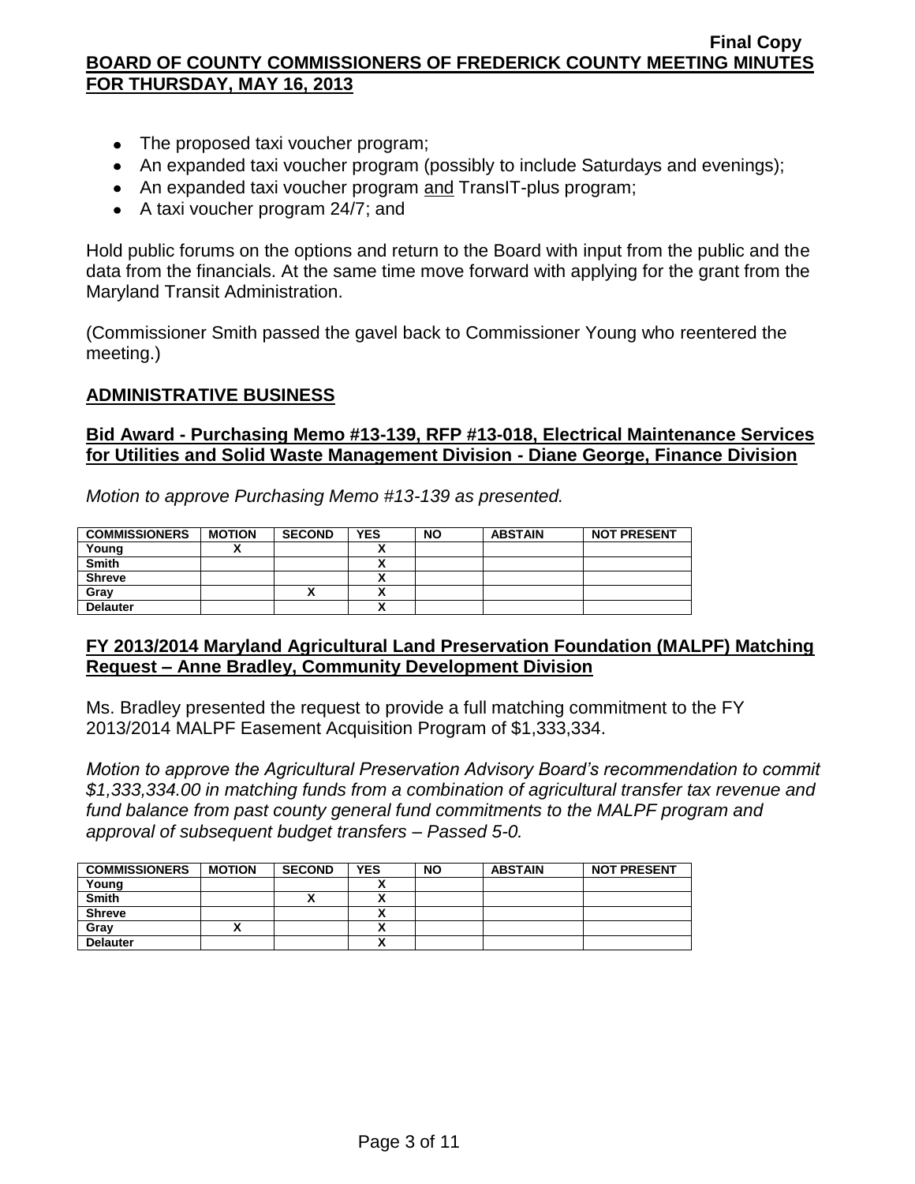- The proposed taxi voucher program;
- An expanded taxi voucher program (possibly to include Saturdays and evenings);
- An expanded taxi voucher program and TransIT-plus program;
- A taxi voucher program 24/7; and

Hold public forums on the options and return to the Board with input from the public and the data from the financials. At the same time move forward with applying for the grant from the Maryland Transit Administration.

(Commissioner Smith passed the gavel back to Commissioner Young who reentered the meeting.)

## ADMINISTRATIVE BUSINESS

### Bid Award - Purchasing Memo #13-139, RFP #13-018, Electrical Maintenance Services for Utilities and Solid Waste Management Division - Diane George, Finance Division

*Motion to approve Purchasing Memo #13-139 as presented.*

| COMMISSIONERS | MOTION | SECOND | YES | NO | ABSTAIN | NOT PRESENT |
|---|---|---|---|---|---|---|
| Young | X | | X | | | |
| Smith | | | X | | | |
| Shreve | | | X | | | |
| Gray | | X | X | | | |
| Delauter | | | X | | | |

### FY 2013/2014 Maryland Agricultural Land Preservation Foundation (MALPF) Matching Request – Anne Bradley, Community Development Division

Ms. Bradley presented the request to provide a full matching commitment to the FY 2013/2014 MALPF Easement Acquisition Program of $1,333,334.

*Motion to approve the Agricultural Preservation Advisory Board's recommendation to commit $1,333,334.00 in matching funds from a combination of agricultural transfer tax revenue and fund balance from past county general fund commitments to the MALPF program and approval of subsequent budget transfers – Passed 5-0.*

| COMMISSIONERS | MOTION | SECOND | YES | NO | ABSTAIN | NOT PRESENT |
|---|---|---|---|---|---|---|
| Young | | | X | | | |
| Smith | | X | X | | | |
| Shreve | | | X | | | |
| Gray | X | | X | | | |
| Delauter | | | X | | | |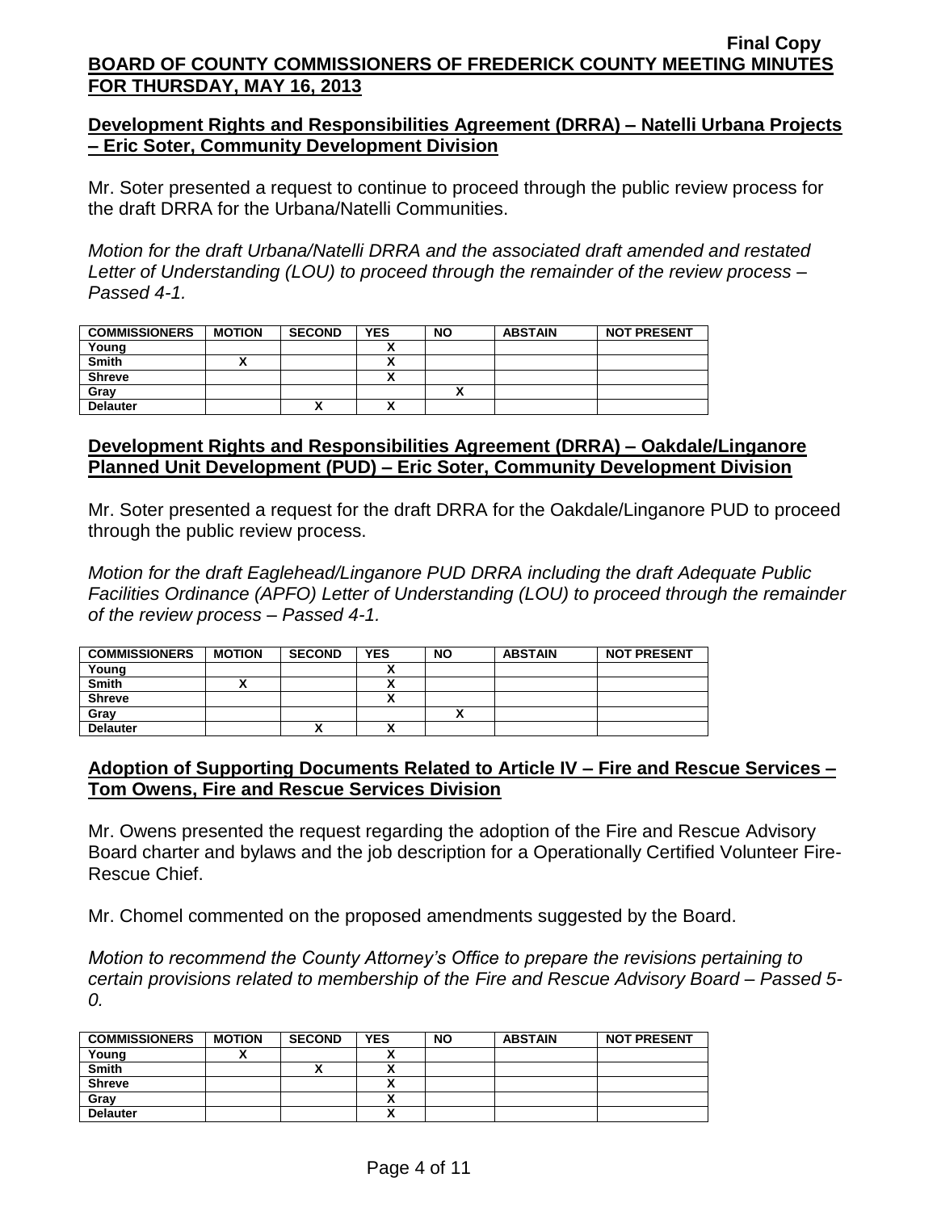## Development Rights and Responsibilities Agreement (DRRA) – Natelli Urbana Projects – Eric Soter, Community Development Division

Mr. Soter presented a request to continue to proceed through the public review process for the draft DRRA for the Urbana/Natelli Communities.

*Motion for the draft Urbana/Natelli DRRA and the associated draft amended and restated Letter of Understanding (LOU) to proceed through the remainder of the review process – Passed 4-1.*

| COMMISSIONERS | MOTION | SECOND | YES | NO | ABSTAIN | NOT PRESENT |
|---|---|---|---|---|---|---|
| Young | | | X | | | |
| Smith | X | | X | | | |
| Shreve | | | X | | | |
| Gray | | | | X | | |
| Delauter | | X | X | | | |

## Development Rights and Responsibilities Agreement (DRRA) – Oakdale/Linganore Planned Unit Development (PUD) – Eric Soter, Community Development Division

Mr. Soter presented a request for the draft DRRA for the Oakdale/Linganore PUD to proceed through the public review process.

*Motion for the draft Eaglehead/Linganore PUD DRRA including the draft Adequate Public Facilities Ordinance (APFO) Letter of Understanding (LOU) to proceed through the remainder of the review process – Passed 4-1.*

| COMMISSIONERS | MOTION | SECOND | YES | NO | ABSTAIN | NOT PRESENT |
|---|---|---|---|---|---|---|
| Young | | | X | | | |
| Smith | X | | X | | | |
| Shreve | | | X | | | |
| Gray | | | | X | | |
| Delauter | | X | X | | | |

## Adoption of Supporting Documents Related to Article IV – Fire and Rescue Services – Tom Owens, Fire and Rescue Services Division

Mr. Owens presented the request regarding the adoption of the Fire and Rescue Advisory Board charter and bylaws and the job description for a Operationally Certified Volunteer Fire-Rescue Chief.

Mr. Chomel commented on the proposed amendments suggested by the Board.

*Motion to recommend the County Attorney's Office to prepare the revisions pertaining to certain provisions related to membership of the Fire and Rescue Advisory Board – Passed 5-0.*

| COMMISSIONERS | MOTION | SECOND | YES | NO | ABSTAIN | NOT PRESENT |
|---|---|---|---|---|---|---|
| Young | X | | X | | | |
| Smith | | X | X | | | |
| Shreve | | | X | | | |
| Gray | | | X | | | |
| Delauter | | | X | | | |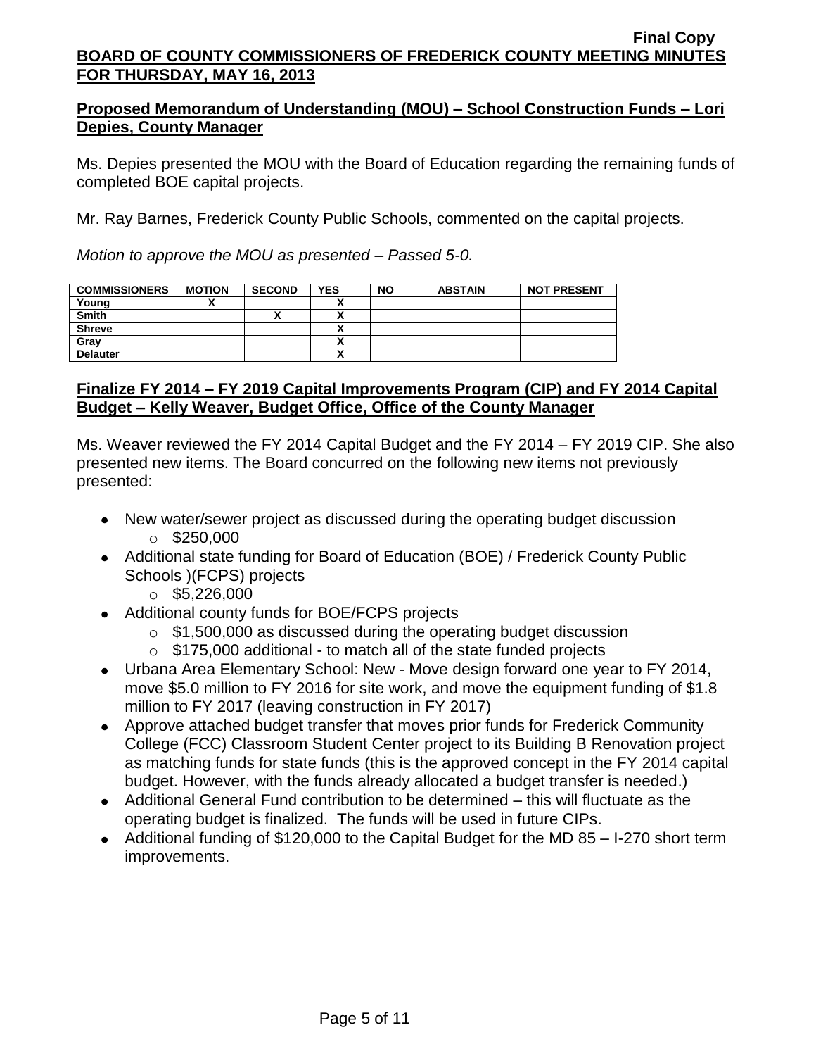## Proposed Memorandum of Understanding (MOU) – School Construction Funds – Lori Depies, County Manager

Ms. Depies presented the MOU with the Board of Education regarding the remaining funds of completed BOE capital projects.

Mr. Ray Barnes, Frederick County Public Schools, commented on the capital projects.

*Motion to approve the MOU as presented – Passed 5-0.*

| COMMISSIONERS | MOTION | SECOND | YES | NO | ABSTAIN | NOT PRESENT |
|---|---|---|---|---|---|---|
| Young | X | | X | | | |
| Smith | | X | X | | | |
| Shreve | | | X | | | |
| Gray | | | X | | | |
| Delauter | | | X | | | |

## Finalize FY 2014 – FY 2019 Capital Improvements Program (CIP) and FY 2014 Capital Budget – Kelly Weaver, Budget Office, Office of the County Manager

Ms. Weaver reviewed the FY 2014 Capital Budget and the FY 2014 – FY 2019 CIP. She also presented new items. The Board concurred on the following new items not previously presented:

- New water/sewer project as discussed during the operating budget discussion
  - $250,000
- Additional state funding for Board of Education (BOE) / Frederick County Public Schools )(FCPS) projects
  - $5,226,000
- Additional county funds for BOE/FCPS projects
  - $1,500,000 as discussed during the operating budget discussion
  - $175,000 additional - to match all of the state funded projects
- Urbana Area Elementary School: New - Move design forward one year to FY 2014, move $5.0 million to FY 2016 for site work, and move the equipment funding of $1.8 million to FY 2017 (leaving construction in FY 2017)
- Approve attached budget transfer that moves prior funds for Frederick Community College (FCC) Classroom Student Center project to its Building B Renovation project as matching funds for state funds (this is the approved concept in the FY 2014 capital budget. However, with the funds already allocated a budget transfer is needed.)
- Additional General Fund contribution to be determined – this will fluctuate as the operating budget is finalized. The funds will be used in future CIPs.
- Additional funding of $120,000 to the Capital Budget for the MD 85 – I-270 short term improvements.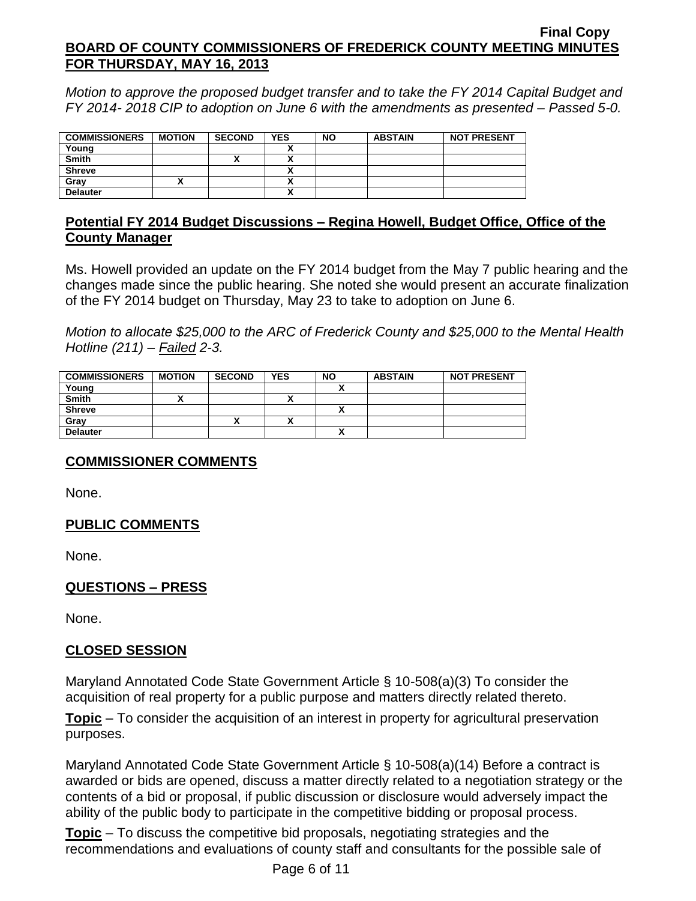*Motion to approve the proposed budget transfer and to take the FY 2014 Capital Budget and FY 2014- 2018 CIP to adoption on June 6 with the amendments as presented – Passed 5-0.*

| COMMISSIONERS | MOTION | SECOND | YES | NO | ABSTAIN | NOT PRESENT |
|---|---|---|---|---|---|---|
| Young | | | X | | | |
| Smith | | X | X | | | |
| Shreve | | | X | | | |
| Gray | X | | X | | | |
| Delauter | | | X | | | |

## Potential FY 2014 Budget Discussions – Regina Howell, Budget Office, Office of the County Manager

Ms. Howell provided an update on the FY 2014 budget from the May 7 public hearing and the changes made since the public hearing. She noted she would present an accurate finalization of the FY 2014 budget on Thursday, May 23 to take to adoption on June 6.

*Motion to allocate $25,000 to the ARC of Frederick County and $25,000 to the Mental Health Hotline (211) – Failed 2-3.*

| COMMISSIONERS | MOTION | SECOND | YES | NO | ABSTAIN | NOT PRESENT |
|---|---|---|---|---|---|---|
| Young | | | | X | | |
| Smith | X | | X | | | |
| Shreve | | | | X | | |
| Gray | | X | X | | | |
| Delauter | | | | X | | |

## COMMISSIONER COMMENTS

None.

## PUBLIC COMMENTS

None.

## QUESTIONS – PRESS

None.

## CLOSED SESSION

Maryland Annotated Code State Government Article § 10-508(a)(3) To consider the acquisition of real property for a public purpose and matters directly related thereto.

**Topic** – To consider the acquisition of an interest in property for agricultural preservation purposes.

Maryland Annotated Code State Government Article § 10-508(a)(14) Before a contract is awarded or bids are opened, discuss a matter directly related to a negotiation strategy or the contents of a bid or proposal, if public discussion or disclosure would adversely impact the ability of the public body to participate in the competitive bidding or proposal process.

**Topic** – To discuss the competitive bid proposals, negotiating strategies and the recommendations and evaluations of county staff and consultants for the possible sale of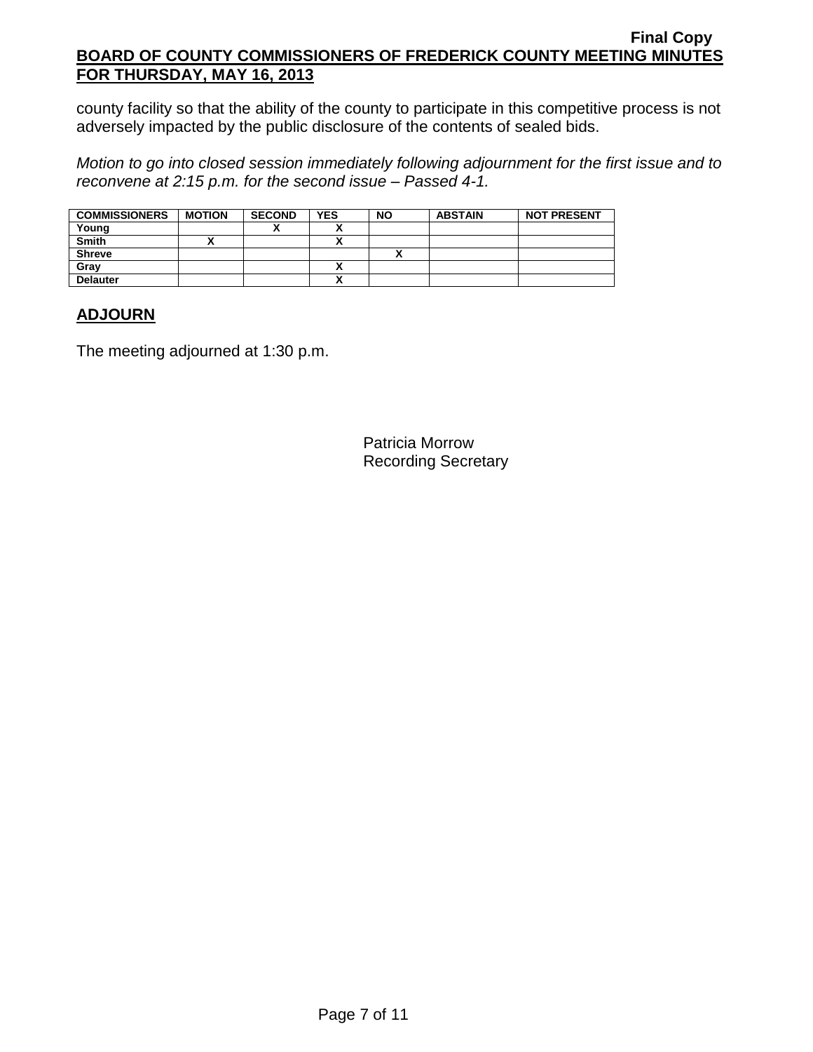county facility so that the ability of the county to participate in this competitive process is not adversely impacted by the public disclosure of the contents of sealed bids.

*Motion to go into closed session immediately following adjournment for the first issue and to reconvene at 2:15 p.m. for the second issue – Passed 4-1.*

| COMMISSIONERS | MOTION | SECOND | YES | NO | ABSTAIN | NOT PRESENT |
|---|---|---|---|---|---|---|
| Young | | X | X | | | |
| Smith | X | | X | | | |
| Shreve | | | | X | | |
| Gray | | | X | | | |
| Delauter | | | X | | | |

## ADJOURN

The meeting adjourned at 1:30 p.m.

Patricia Morrow
Recording Secretary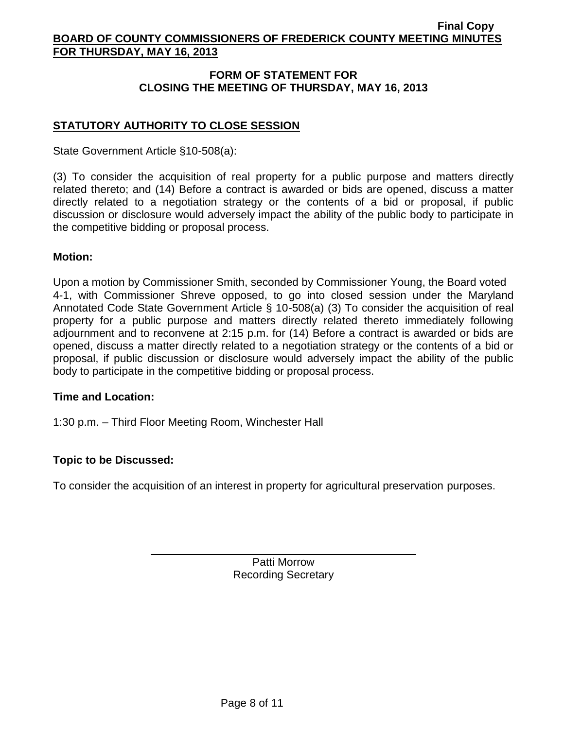## FORM OF STATEMENT FOR CLOSING THE MEETING OF THURSDAY, MAY 16, 2013

### STATUTORY AUTHORITY TO CLOSE SESSION

State Government Article §10-508(a):

(3) To consider the acquisition of real property for a public purpose and matters directly related thereto; and (14) Before a contract is awarded or bids are opened, discuss a matter directly related to a negotiation strategy or the contents of a bid or proposal, if public discussion or disclosure would adversely impact the ability of the public body to participate in the competitive bidding or proposal process.

**Motion:**

Upon a motion by Commissioner Smith, seconded by Commissioner Young, the Board voted 4-1, with Commissioner Shreve opposed, to go into closed session under the Maryland Annotated Code State Government Article § 10-508(a) (3) To consider the acquisition of real property for a public purpose and matters directly related thereto immediately following adjournment and to reconvene at 2:15 p.m. for (14) Before a contract is awarded or bids are opened, discuss a matter directly related to a negotiation strategy or the contents of a bid or proposal, if public discussion or disclosure would adversely impact the ability of the public body to participate in the competitive bidding or proposal process.

**Time and Location:**

1:30 p.m. – Third Floor Meeting Room, Winchester Hall

**Topic to be Discussed:**

To consider the acquisition of an interest in property for agricultural preservation purposes.

Patti Morrow
Recording Secretary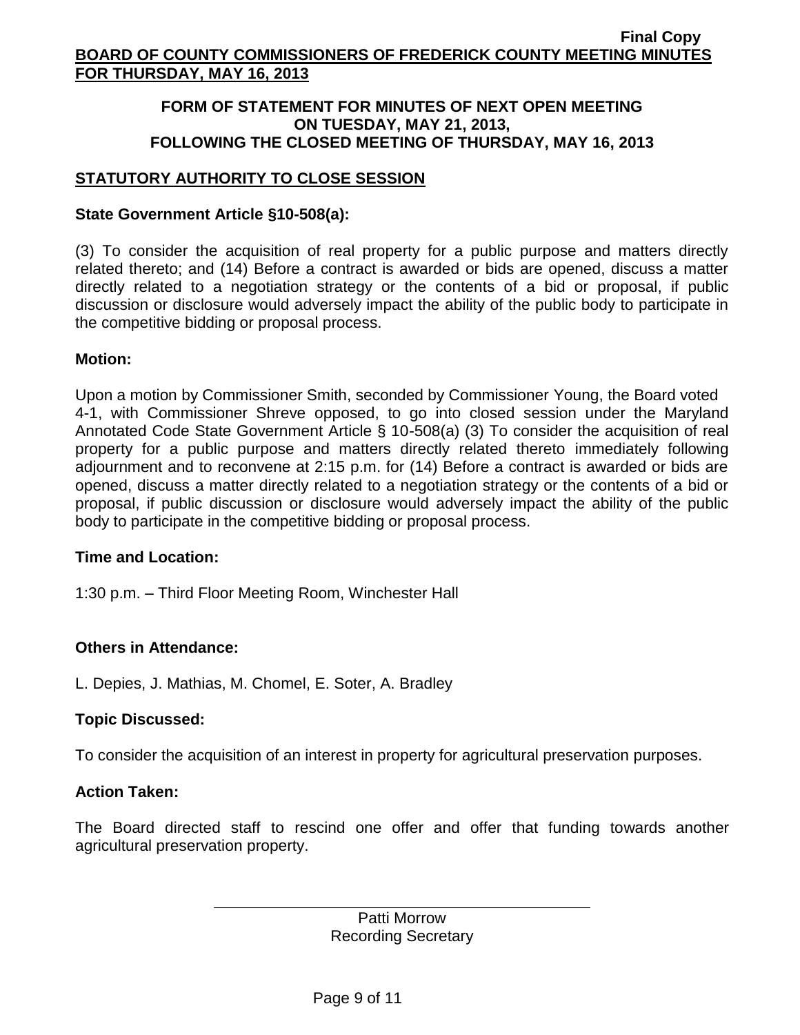## FORM OF STATEMENT FOR MINUTES OF NEXT OPEN MEETING ON TUESDAY, MAY 21, 2013, FOLLOWING THE CLOSED MEETING OF THURSDAY, MAY 16, 2013

### STATUTORY AUTHORITY TO CLOSE SESSION

**State Government Article §10-508(a):**

(3) To consider the acquisition of real property for a public purpose and matters directly related thereto; and (14) Before a contract is awarded or bids are opened, discuss a matter directly related to a negotiation strategy or the contents of a bid or proposal, if public discussion or disclosure would adversely impact the ability of the public body to participate in the competitive bidding or proposal process.

**Motion:**

Upon a motion by Commissioner Smith, seconded by Commissioner Young, the Board voted 4-1, with Commissioner Shreve opposed, to go into closed session under the Maryland Annotated Code State Government Article § 10-508(a) (3) To consider the acquisition of real property for a public purpose and matters directly related thereto immediately following adjournment and to reconvene at 2:15 p.m. for (14) Before a contract is awarded or bids are opened, discuss a matter directly related to a negotiation strategy or the contents of a bid or proposal, if public discussion or disclosure would adversely impact the ability of the public body to participate in the competitive bidding or proposal process.

**Time and Location:**

1:30 p.m. – Third Floor Meeting Room, Winchester Hall

**Others in Attendance:**

L. Depies, J. Mathias, M. Chomel, E. Soter, A. Bradley

**Topic Discussed:**

To consider the acquisition of an interest in property for agricultural preservation purposes.

**Action Taken:**

The Board directed staff to rescind one offer and offer that funding towards another agricultural preservation property.

Patti Morrow
Recording Secretary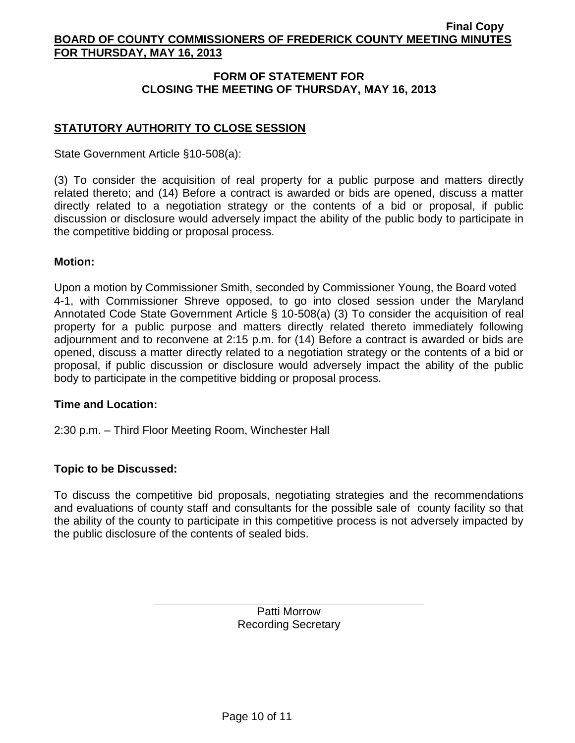**Final Copy**

**BOARD OF COUNTY COMMISSIONERS OF FREDERICK COUNTY MEETING MINUTES FOR THURSDAY, MAY 16, 2013**

## FORM OF STATEMENT FOR CLOSING THE MEETING OF THURSDAY, MAY 16, 2013

### STATUTORY AUTHORITY TO CLOSE SESSION

State Government Article §10-508(a):

(3) To consider the acquisition of real property for a public purpose and matters directly related thereto; and (14) Before a contract is awarded or bids are opened, discuss a matter directly related to a negotiation strategy or the contents of a bid or proposal, if public discussion or disclosure would adversely impact the ability of the public body to participate in the competitive bidding or proposal process.

**Motion:**

Upon a motion by Commissioner Smith, seconded by Commissioner Young, the Board voted 4-1, with Commissioner Shreve opposed, to go into closed session under the Maryland Annotated Code State Government Article § 10-508(a) (3) To consider the acquisition of real property for a public purpose and matters directly related thereto immediately following adjournment and to reconvene at 2:15 p.m. for (14) Before a contract is awarded or bids are opened, discuss a matter directly related to a negotiation strategy or the contents of a bid or proposal, if public discussion or disclosure would adversely impact the ability of the public body to participate in the competitive bidding or proposal process.

**Time and Location:**

2:30 p.m. – Third Floor Meeting Room, Winchester Hall

**Topic to be Discussed:**

To discuss the competitive bid proposals, negotiating strategies and the recommendations and evaluations of county staff and consultants for the possible sale of county facility so that the ability of the county to participate in this competitive process is not adversely impacted by the public disclosure of the contents of sealed bids.

Patti Morrow
Recording Secretary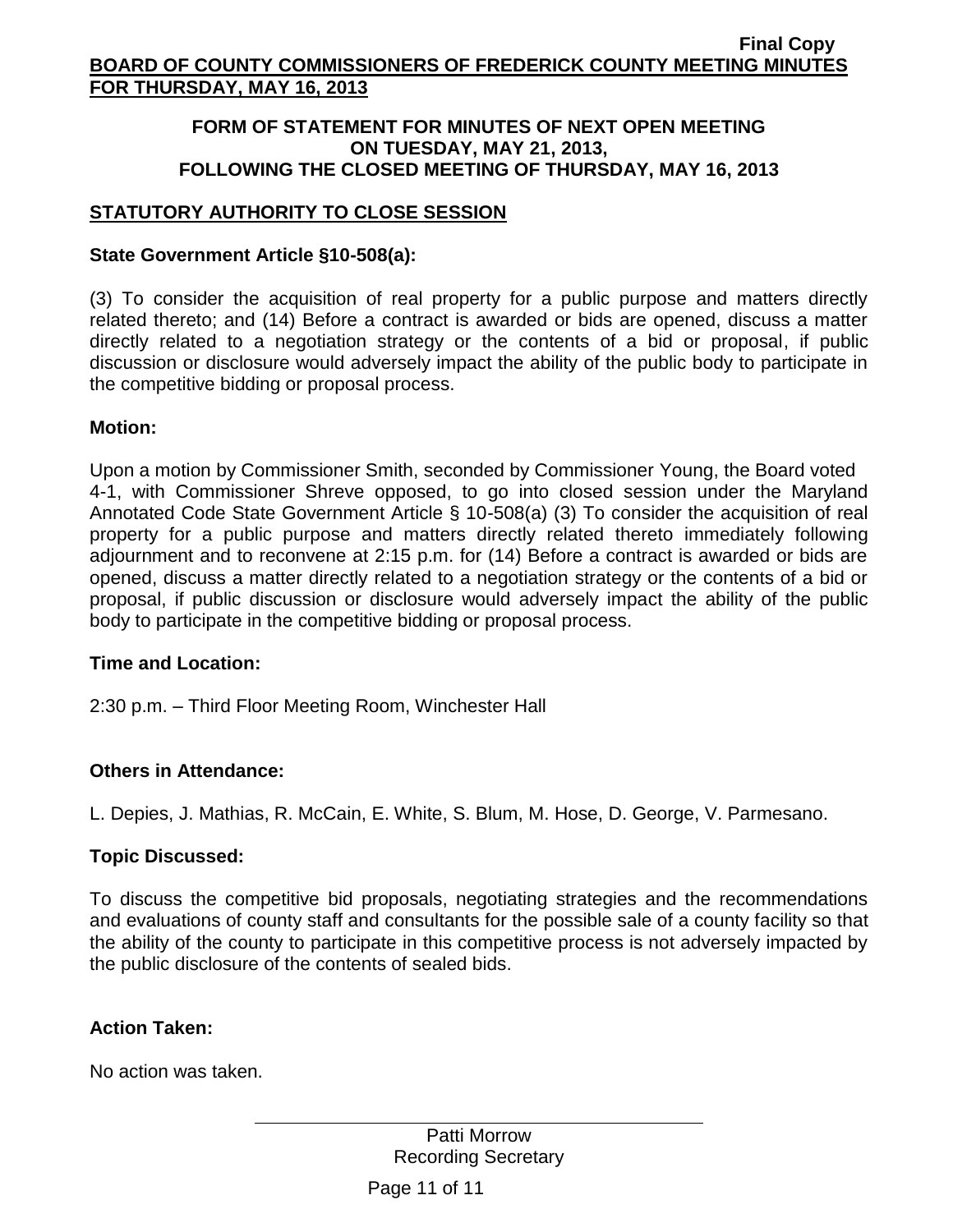## FORM OF STATEMENT FOR MINUTES OF NEXT OPEN MEETING ON TUESDAY, MAY 21, 2013, FOLLOWING THE CLOSED MEETING OF THURSDAY, MAY 16, 2013

### STATUTORY AUTHORITY TO CLOSE SESSION

**State Government Article §10-508(a):**

(3) To consider the acquisition of real property for a public purpose and matters directly related thereto; and (14) Before a contract is awarded or bids are opened, discuss a matter directly related to a negotiation strategy or the contents of a bid or proposal, if public discussion or disclosure would adversely impact the ability of the public body to participate in the competitive bidding or proposal process.

**Motion:**

Upon a motion by Commissioner Smith, seconded by Commissioner Young, the Board voted 4-1, with Commissioner Shreve opposed, to go into closed session under the Maryland Annotated Code State Government Article § 10-508(a) (3) To consider the acquisition of real property for a public purpose and matters directly related thereto immediately following adjournment and to reconvene at 2:15 p.m. for (14) Before a contract is awarded or bids are opened, discuss a matter directly related to a negotiation strategy or the contents of a bid or proposal, if public discussion or disclosure would adversely impact the ability of the public body to participate in the competitive bidding or proposal process.

**Time and Location:**

2:30 p.m. – Third Floor Meeting Room, Winchester Hall

**Others in Attendance:**

L. Depies, J. Mathias, R. McCain, E. White, S. Blum, M. Hose, D. George, V. Parmesano.

**Topic Discussed:**

To discuss the competitive bid proposals, negotiating strategies and the recommendations and evaluations of county staff and consultants for the possible sale of a county facility so that the ability of the county to participate in this competitive process is not adversely impacted by the public disclosure of the contents of sealed bids.

**Action Taken:**

No action was taken.

Patti Morrow
Recording Secretary